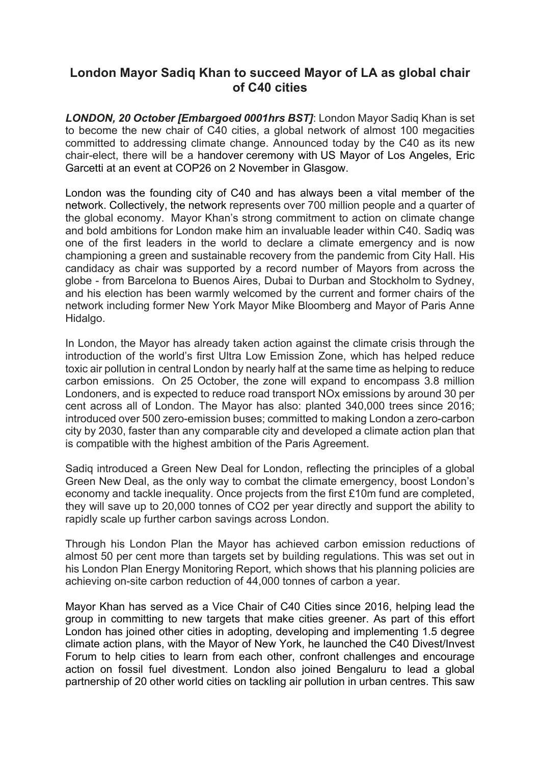# London Mayor Sadiq Khan to succeed Mayor of LA as global chair of C40 cities

***LONDON, 20 October [Embargoed 0001hrs BST]***: London Mayor Sadiq Khan is set to become the new chair of C40 cities, a global network of almost 100 megacities committed to addressing climate change. Announced today by the C40 as its new chair-elect, there will be a handover ceremony with US Mayor of Los Angeles, Eric Garcetti at an event at COP26 on 2 November in Glasgow.

London was the founding city of C40 and has always been a vital member of the network. Collectively, the network represents over 700 million people and a quarter of the global economy. Mayor Khan's strong commitment to action on climate change and bold ambitions for London make him an invaluable leader within C40. Sadiq was one of the first leaders in the world to declare a climate emergency and is now championing a green and sustainable recovery from the pandemic from City Hall. His candidacy as chair was supported by a record number of Mayors from across the globe - from Barcelona to Buenos Aires, Dubai to Durban and Stockholm to Sydney, and his election has been warmly welcomed by the current and former chairs of the network including former New York Mayor Mike Bloomberg and Mayor of Paris Anne Hidalgo.

In London, the Mayor has already taken action against the climate crisis through the introduction of the world's first Ultra Low Emission Zone, which has helped reduce toxic air pollution in central London by nearly half at the same time as helping to reduce carbon emissions. On 25 October, the zone will expand to encompass 3.8 million Londoners, and is expected to reduce road transport NOx emissions by around 30 per cent across all of London. The Mayor has also: planted 340,000 trees since 2016; introduced over 500 zero-emission buses; committed to making London a zero-carbon city by 2030, faster than any comparable city and developed a climate action plan that is compatible with the highest ambition of the Paris Agreement.

Sadiq introduced a Green New Deal for London, reflecting the principles of a global Green New Deal, as the only way to combat the climate emergency, boost London's economy and tackle inequality. Once projects from the first £10m fund are completed, they will save up to 20,000 tonnes of $CO_2$ per year directly and support the ability to rapidly scale up further carbon savings across London.

Through his London Plan the Mayor has achieved carbon emission reductions of almost 50 per cent more than targets set by building regulations. This was set out in his London Plan Energy Monitoring Report*,* which shows that his planning policies are achieving on-site carbon reduction of 44,000 tonnes of carbon a year.

Mayor Khan has served as a Vice Chair of C40 Cities since 2016, helping lead the group in committing to new targets that make cities greener. As part of this effort London has joined other cities in adopting, developing and implementing 1.5 degree climate action plans, with the Mayor of New York, he launched the C40 Divest/Invest Forum to help cities to learn from each other, confront challenges and encourage action on fossil fuel divestment. London also joined Bengaluru to lead a global partnership of 20 other world cities on tackling air pollution in urban centres. This saw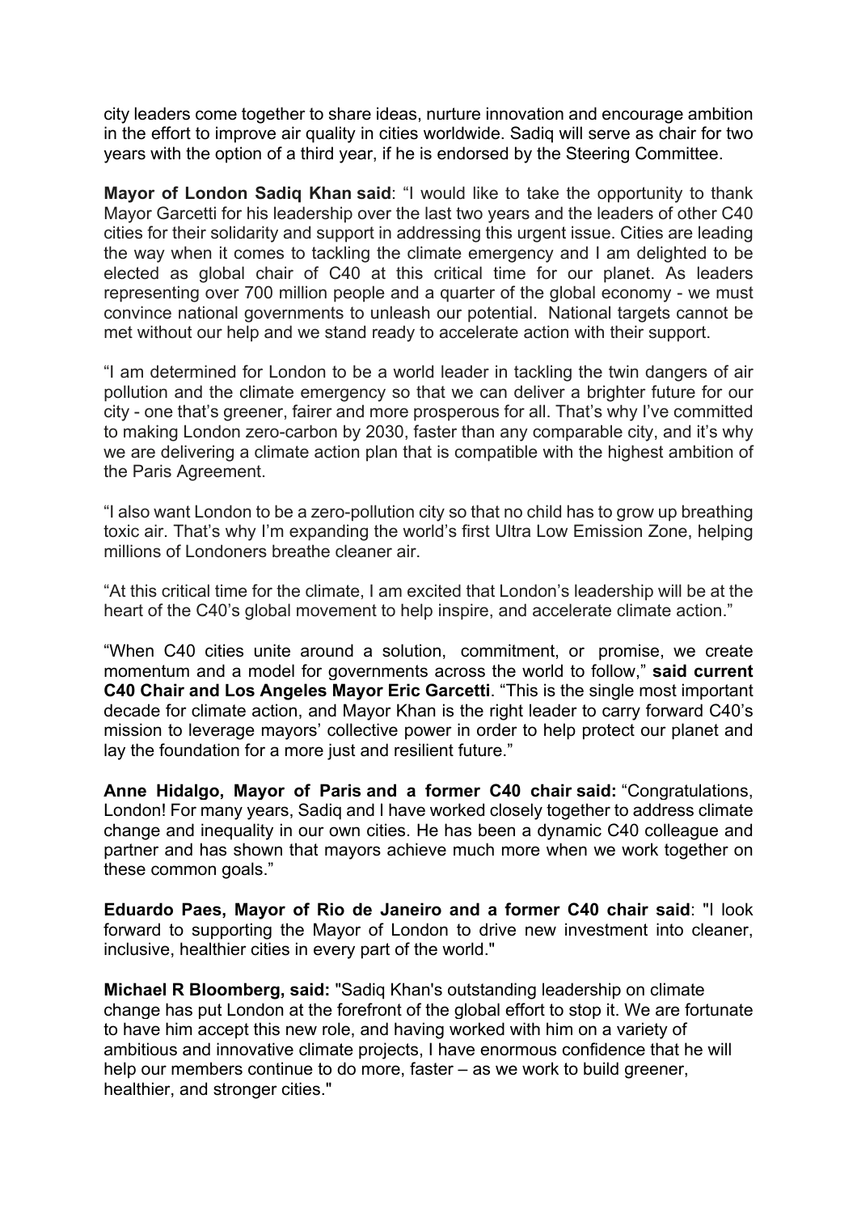city leaders come together to share ideas, nurture innovation and encourage ambition in the effort to improve air quality in cities worldwide. Sadiq will serve as chair for two years with the option of a third year, if he is endorsed by the Steering Committee.

**Mayor of London Sadiq Khan said**: "I would like to take the opportunity to thank Mayor Garcetti for his leadership over the last two years and the leaders of other C40 cities for their solidarity and support in addressing this urgent issue. Cities are leading the way when it comes to tackling the climate emergency and I am delighted to be elected as global chair of C40 at this critical time for our planet. As leaders representing over 700 million people and a quarter of the global economy - we must convince national governments to unleash our potential. National targets cannot be met without our help and we stand ready to accelerate action with their support.

"I am determined for London to be a world leader in tackling the twin dangers of air pollution and the climate emergency so that we can deliver a brighter future for our city - one that's greener, fairer and more prosperous for all. That's why I've committed to making London zero-carbon by 2030, faster than any comparable city, and it's why we are delivering a climate action plan that is compatible with the highest ambition of the Paris Agreement.

"I also want London to be a zero-pollution city so that no child has to grow up breathing toxic air. That's why I'm expanding the world's first Ultra Low Emission Zone, helping millions of Londoners breathe cleaner air.

"At this critical time for the climate, I am excited that London's leadership will be at the heart of the C40's global movement to help inspire, and accelerate climate action."

"When C40 cities unite around a solution, commitment, or promise, we create momentum and a model for governments across the world to follow," **said current C40 Chair and Los Angeles Mayor Eric Garcetti**. "This is the single most important decade for climate action, and Mayor Khan is the right leader to carry forward C40's mission to leverage mayors' collective power in order to help protect our planet and lay the foundation for a more just and resilient future."

**Anne Hidalgo, Mayor of Paris and a former C40 chair said:** "Congratulations, London! For many years, Sadiq and I have worked closely together to address climate change and inequality in our own cities. He has been a dynamic C40 colleague and partner and has shown that mayors achieve much more when we work together on these common goals."

**Eduardo Paes, Mayor of Rio de Janeiro and a former C40 chair said**: "I look forward to supporting the Mayor of London to drive new investment into cleaner, inclusive, healthier cities in every part of the world."

**Michael R Bloomberg, said:** "Sadiq Khan's outstanding leadership on climate change has put London at the forefront of the global effort to stop it. We are fortunate to have him accept this new role, and having worked with him on a variety of ambitious and innovative climate projects, I have enormous confidence that he will help our members continue to do more, faster – as we work to build greener, healthier, and stronger cities."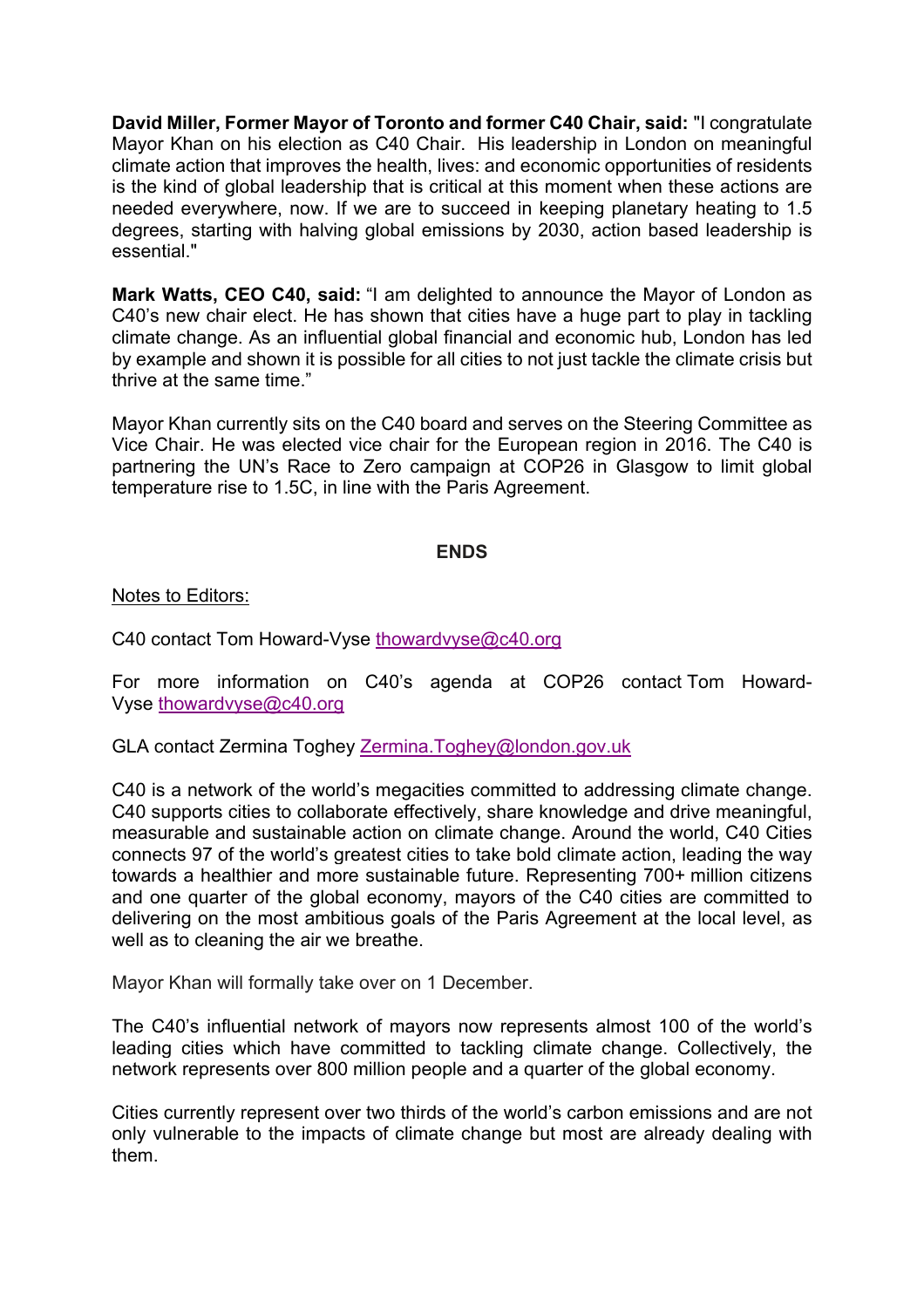**David Miller, Former Mayor of Toronto and former C40 Chair, said:** "I congratulate Mayor Khan on his election as C40 Chair. His leadership in London on meaningful climate action that improves the health, lives: and economic opportunities of residents is the kind of global leadership that is critical at this moment when these actions are needed everywhere, now. If we are to succeed in keeping planetary heating to 1.5 degrees, starting with halving global emissions by 2030, action based leadership is essential."

**Mark Watts, CEO C40, said:** "I am delighted to announce the Mayor of London as C40's new chair elect. He has shown that cities have a huge part to play in tackling climate change. As an influential global financial and economic hub, London has led by example and shown it is possible for all cities to not just tackle the climate crisis but thrive at the same time."

Mayor Khan currently sits on the C40 board and serves on the Steering Committee as Vice Chair. He was elected vice chair for the European region in 2016. The C40 is partnering the UN's Race to Zero campaign at COP26 in Glasgow to limit global temperature rise to 1.5C, in line with the Paris Agreement.

**ENDS**

Notes to Editors:

C40 contact Tom Howard-Vyse thowardvyse@c40.org

For more information on C40's agenda at COP26 contact Tom Howard-Vyse thowardvyse@c40.org

GLA contact Zermina Toghey Zermina.Toghey@london.gov.uk

C40 is a network of the world's megacities committed to addressing climate change. C40 supports cities to collaborate effectively, share knowledge and drive meaningful, measurable and sustainable action on climate change. Around the world, C40 Cities connects 97 of the world's greatest cities to take bold climate action, leading the way towards a healthier and more sustainable future. Representing 700+ million citizens and one quarter of the global economy, mayors of the C40 cities are committed to delivering on the most ambitious goals of the Paris Agreement at the local level, as well as to cleaning the air we breathe.

Mayor Khan will formally take over on 1 December.

The C40's influential network of mayors now represents almost 100 of the world's leading cities which have committed to tackling climate change. Collectively, the network represents over 800 million people and a quarter of the global economy.

Cities currently represent over two thirds of the world's carbon emissions and are not only vulnerable to the impacts of climate change but most are already dealing with them.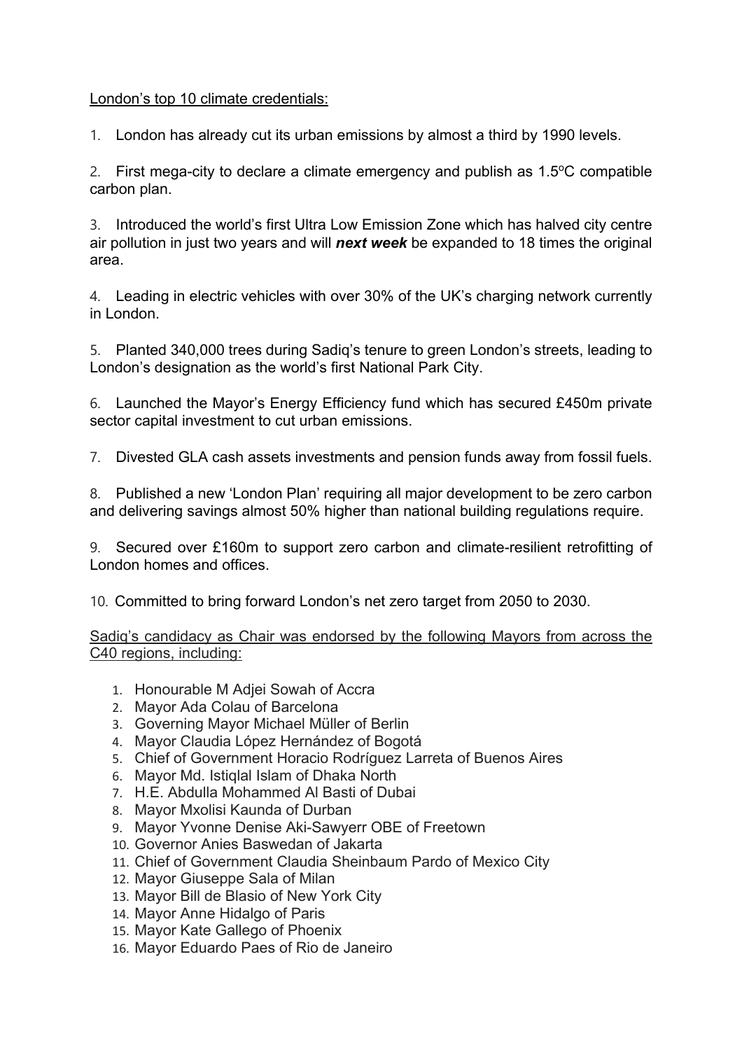<u>London's top 10 climate credentials:</u>

1. London has already cut its urban emissions by almost a third by 1990 levels.

2. First mega-city to declare a climate emergency and publish as 1.5ºC compatible carbon plan.

3. Introduced the world's first Ultra Low Emission Zone which has halved city centre air pollution in just two years and will ***next week*** be expanded to 18 times the original area.

4. Leading in electric vehicles with over 30% of the UK's charging network currently in London.

5. Planted 340,000 trees during Sadiq's tenure to green London's streets, leading to London's designation as the world's first National Park City.

6. Launched the Mayor's Energy Efficiency fund which has secured £450m private sector capital investment to cut urban emissions.

7. Divested GLA cash assets investments and pension funds away from fossil fuels.

8. Published a new 'London Plan' requiring all major development to be zero carbon and delivering savings almost 50% higher than national building regulations require.

9. Secured over £160m to support zero carbon and climate-resilient retrofitting of London homes and offices.

10. Committed to bring forward London's net zero target from 2050 to 2030.

<u>Sadiq's candidacy as Chair was endorsed by the following Mayors from across the C40 regions, including:</u>

1. Honourable M Adjei Sowah of Accra
2. Mayor Ada Colau of Barcelona
3. Governing Mayor Michael Müller of Berlin
4. Mayor Claudia López Hernández of Bogotá
5. Chief of Government Horacio Rodríguez Larreta of Buenos Aires
6. Mayor Md. Istiqlal Islam of Dhaka North
7. H.E. Abdulla Mohammed Al Basti of Dubai
8. Mayor Mxolisi Kaunda of Durban
9. Mayor Yvonne Denise Aki-Sawyerr OBE of Freetown
10. Governor Anies Baswedan of Jakarta
11. Chief of Government Claudia Sheinbaum Pardo of Mexico City
12. Mayor Giuseppe Sala of Milan
13. Mayor Bill de Blasio of New York City
14. Mayor Anne Hidalgo of Paris
15. Mayor Kate Gallego of Phoenix
16. Mayor Eduardo Paes of Rio de Janeiro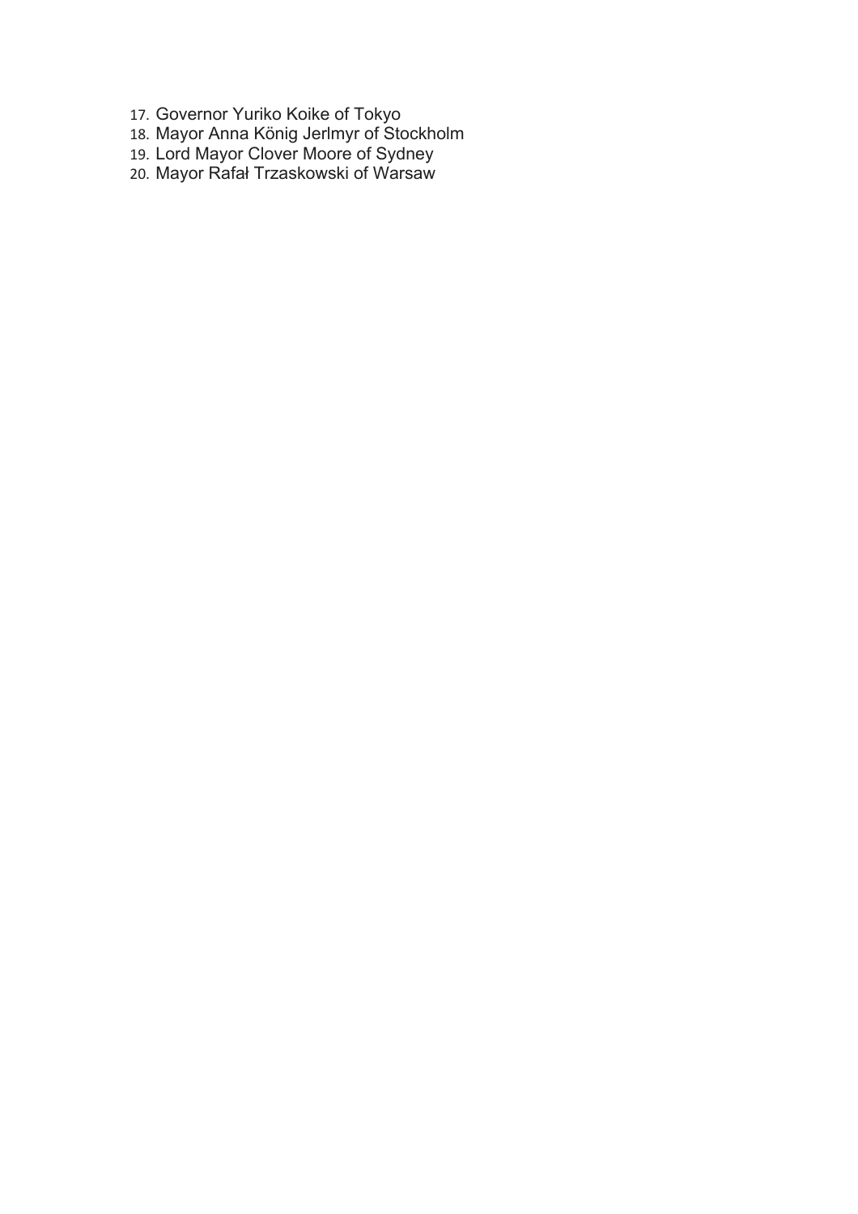17. Governor Yuriko Koike of Tokyo
18. Mayor Anna König Jerlmyr of Stockholm
19. Lord Mayor Clover Moore of Sydney
20. Mayor Rafał Trzaskowski of Warsaw